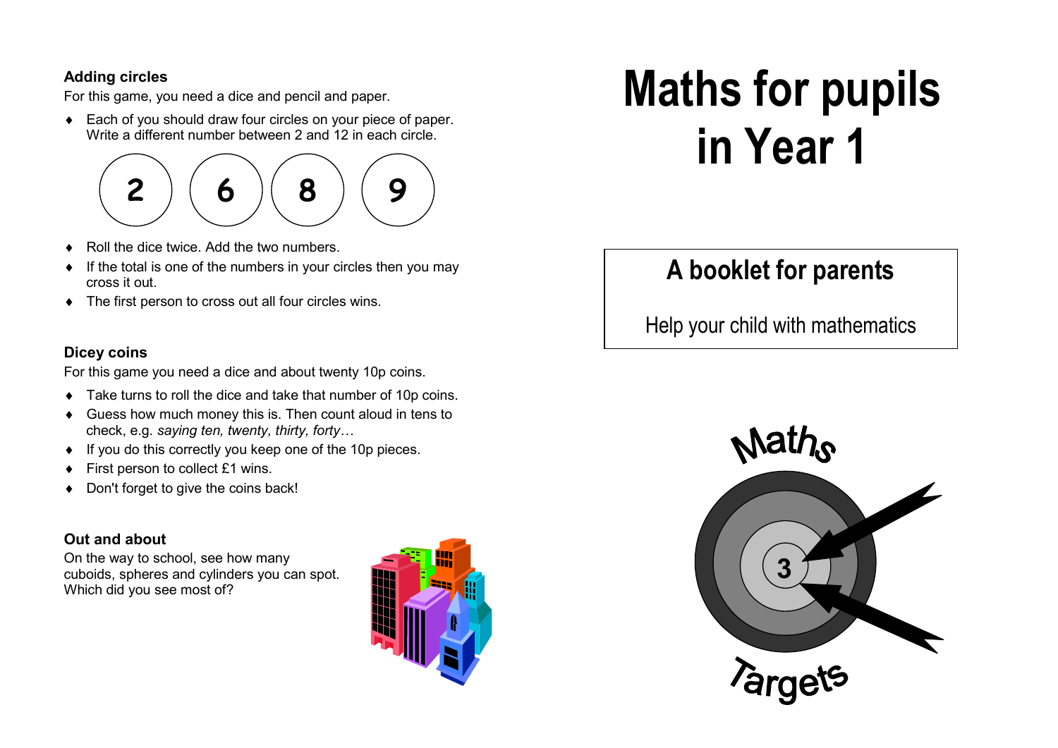### Adding circles

For this game, you need a dice and pencil and paper.

- Each of you should draw four circles on your piece of paper. Write a different number between 2 and 12 in each circle.

2 6 8 9

- Roll the dice twice. Add the two numbers.
- If the total is one of the numbers in your circles then you may cross it out.
- The first person to cross out all four circles wins.

### Dicey coins

For this game you need a dice and about twenty 10p coins.

- Take turns to roll the dice and take that number of 10p coins.
- Guess how much money this is. Then count aloud in tens to check, e.g. *saying ten, twenty, thirty, forty…*
- If you do this correctly you keep one of the 10p pieces.
- First person to collect £1 wins.
- Don't forget to give the coins back!

### Out and about

On the way to school, see how many cuboids, spheres and cylinders you can spot. Which did you see most of?

# Maths for pupils in Year 1

## A booklet for parents

Help your child with mathematics

Maths Targets 3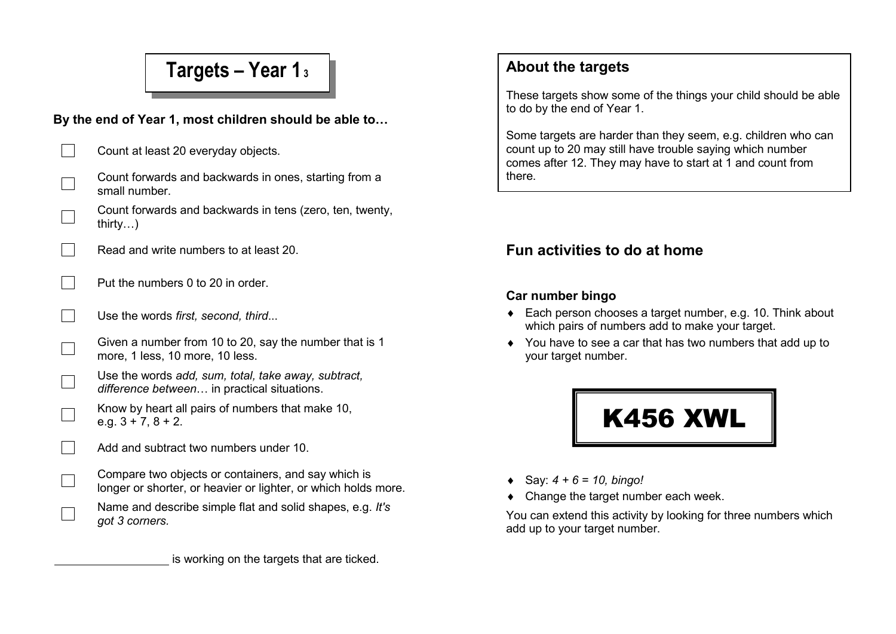# Targets – Year 1 [3]

**By the end of Year 1, most children should be able to…**

- [ ] Count at least 20 everyday objects.
- [ ] Count forwards and backwards in ones, starting from a small number.
- [ ] Count forwards and backwards in tens (zero, ten, twenty, thirty…)
- [ ] Read and write numbers to at least 20.
- [ ] Put the numbers 0 to 20 in order.
- [ ] Use the words *first, second, third*...
- [ ] Given a number from 10 to 20, say the number that is 1 more, 1 less, 10 more, 10 less.
- [ ] Use the words *add, sum, total, take away, subtract, difference between*… in practical situations.
- [ ] Know by heart all pairs of numbers that make 10, e.g. 3 + 7, 8 + 2.
- [ ] Add and subtract two numbers under 10.
- [ ] Compare two objects or containers, and say which is longer or shorter, or heavier or lighter, or which holds more.
- [ ] Name and describe simple flat and solid shapes, e.g. *It's got 3 corners.*

__________________ is working on the targets that are ticked.

## About the targets

These targets show some of the things your child should be able to do by the end of Year 1.

Some targets are harder than they seem, e.g. children who can count up to 20 may still have trouble saying which number comes after 12. They may have to start at 1 and count from there.

## Fun activities to do at home

### Car number bingo

- Each person chooses a target number, e.g. 10. Think about which pairs of numbers add to make your target.
- You have to see a car that has two numbers that add up to your target number.

**K456 XWL**

- Say: *4 + 6 = 10, bingo!*
- Change the target number each week.

You can extend this activity by looking for three numbers which add up to your target number.